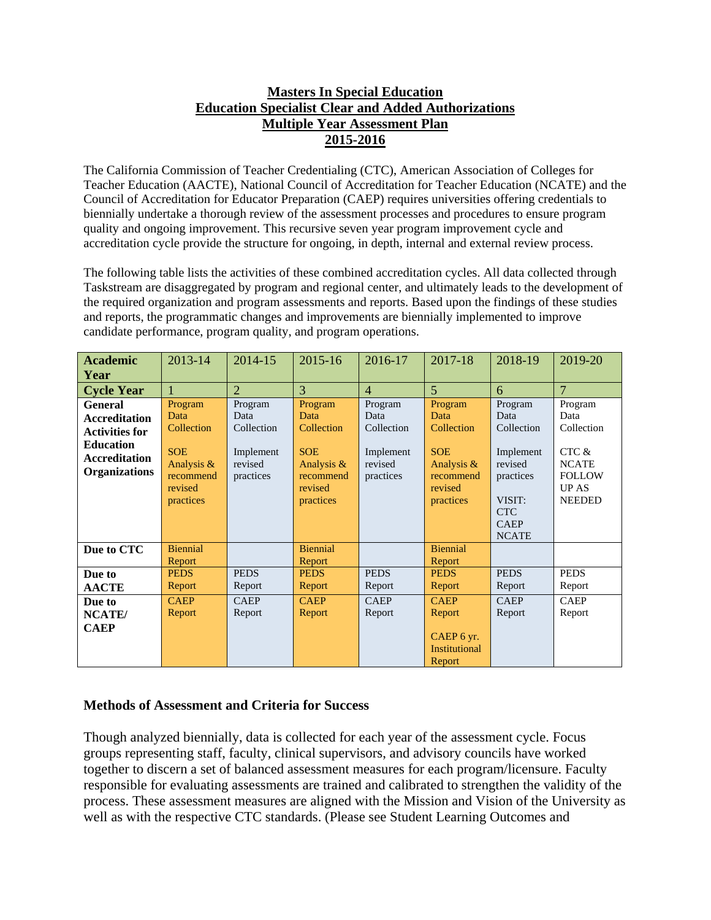# Masters In Special Education
# Education Specialist Clear and Added Authorizations
# Multiple Year Assessment Plan
# 2015-2016

The California Commission of Teacher Credentialing (CTC), American Association of Colleges for Teacher Education (AACTE), National Council of Accreditation for Teacher Education (NCATE) and the Council of Accreditation for Educator Preparation (CAEP) requires universities offering credentials to biennially undertake a thorough review of the assessment processes and procedures to ensure program quality and ongoing improvement. This recursive seven year program improvement cycle and accreditation cycle provide the structure for ongoing, in depth, internal and external review process.

The following table lists the activities of these combined accreditation cycles. All data collected through Taskstream are disaggregated by program and regional center, and ultimately leads to the development of the required organization and program assessments and reports. Based upon the findings of these studies and reports, the programmatic changes and improvements are biennially implemented to improve candidate performance, program quality, and program operations.

| **Academic Year** | 2013-14 | 2014-15 | 2015-16 | 2016-17 | 2017-18 | 2018-19 | 2019-20 |
|---|---|---|---|---|---|---|---|
| **Cycle Year** | 1 | 2 | 3 | 4 | 5 | 6 | 7 |
| **General Accreditation Activities for Education Accreditation Organizations** | Program Data Collection<br><br>SOE Analysis & recommend revised practices | Program Data Collection<br><br>Implement revised practices | Program Data Collection<br><br>SOE Analysis & recommend revised practices | Program Data Collection<br><br>Implement revised practices | Program Data Collection<br><br>SOE Analysis & recommend revised practices | Program Data Collection<br><br>Implement revised practices<br><br>VISIT: CTC CAEP NCATE | Program Data Collection<br><br>CTC & NCATE FOLLOW UP AS NEEDED |
| **Due to CTC** | Biennial Report | | Biennial Report | | Biennial Report | | |
| **Due to AACTE** | PEDS Report | PEDS Report | PEDS Report | PEDS Report | PEDS Report | PEDS Report | PEDS Report |
| **Due to NCATE/ CAEP** | CAEP Report | CAEP Report | CAEP Report | CAEP Report | CAEP Report<br><br>CAEP 6 yr. Institutional Report | CAEP Report | CAEP Report |

## Methods of Assessment and Criteria for Success

Though analyzed biennially, data is collected for each year of the assessment cycle. Focus groups representing staff, faculty, clinical supervisors, and advisory councils have worked together to discern a set of balanced assessment measures for each program/licensure. Faculty responsible for evaluating assessments are trained and calibrated to strengthen the validity of the process. These assessment measures are aligned with the Mission and Vision of the University as well as with the respective CTC standards. (Please see Student Learning Outcomes and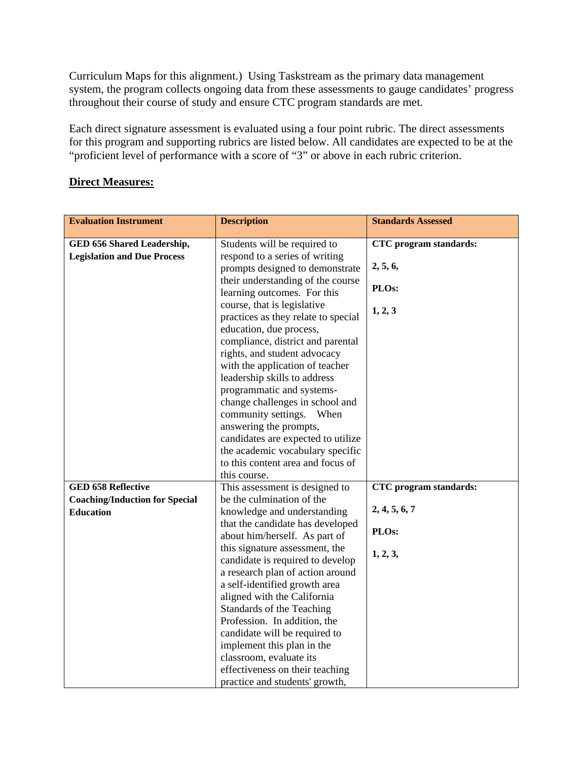Curriculum Maps for this alignment.) Using Taskstream as the primary data management system, the program collects ongoing data from these assessments to gauge candidates' progress throughout their course of study and ensure CTC program standards are met.

Each direct signature assessment is evaluated using a four point rubric. The direct assessments for this program and supporting rubrics are listed below. All candidates are expected to be at the "proficient level of performance with a score of "3" or above in each rubric criterion.

**Direct Measures:**

| Evaluation Instrument | Description | Standards Assessed |
|---|---|---|
| **GED 656 Shared Leadership, Legislation and Due Process** | Students will be required to respond to a series of writing prompts designed to demonstrate their understanding of the course learning outcomes. For this course, that is legislative practices as they relate to special education, due process, compliance, district and parental rights, and student advocacy with the application of teacher leadership skills to address programmatic and systems-change challenges in school and community settings. When answering the prompts, candidates are expected to utilize the academic vocabulary specific to this content area and focus of this course. | **CTC program standards:** **2, 5, 6,** **PLOs:** **1, 2, 3** |
| **GED 658 Reflective Coaching/Induction for Special Education** | This assessment is designed to be the culmination of the knowledge and understanding that the candidate has developed about him/herself. As part of this signature assessment, the candidate is required to develop a research plan of action around a self-identified growth area aligned with the California Standards of the Teaching Profession. In addition, the candidate will be required to implement this plan in the classroom, evaluate its effectiveness on their teaching practice and students' growth, | **CTC program standards:** **2, 4, 5, 6, 7** **PLOs:** **1, 2, 3,** |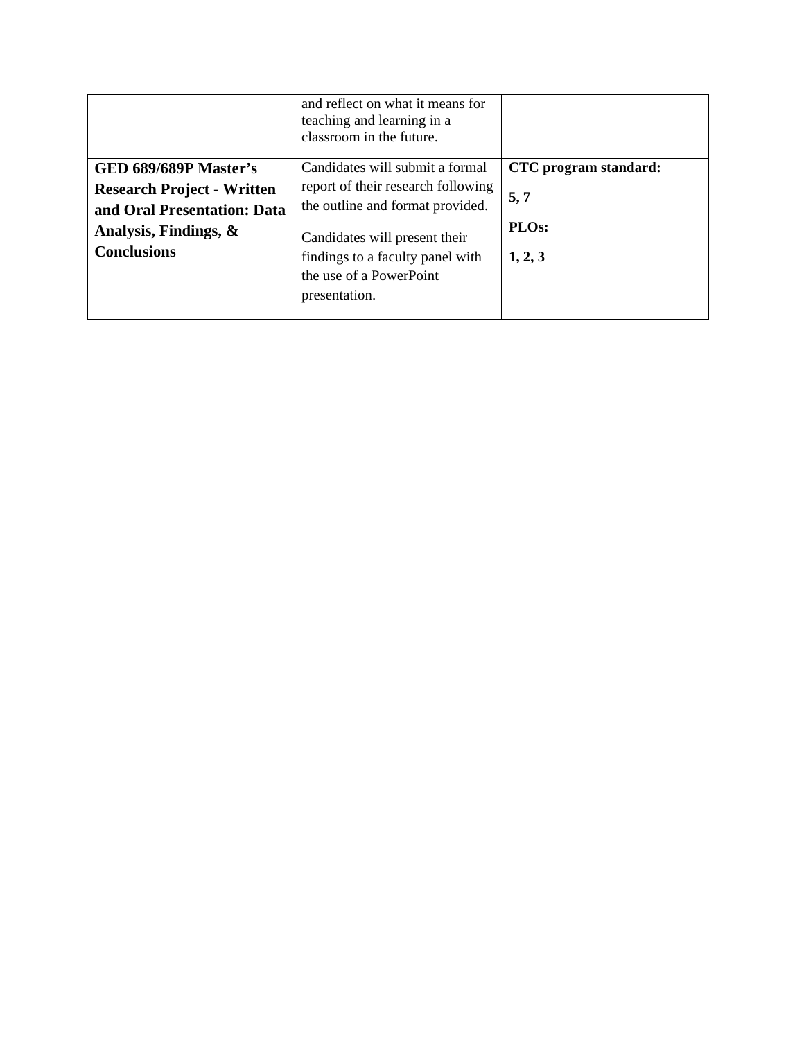| | | |
|---|---|---|
| | and reflect on what it means for teaching and learning in a classroom in the future. | |
| **GED 689/689P Master's Research Project - Written and Oral Presentation: Data Analysis, Findings, & Conclusions** | Candidates will submit a formal report of their research following the outline and format provided.<br><br>Candidates will present their findings to a faculty panel with the use of a PowerPoint presentation. | **CTC program standard:**<br><br>**5, 7**<br><br>**PLOs:**<br><br>**1, 2, 3** |